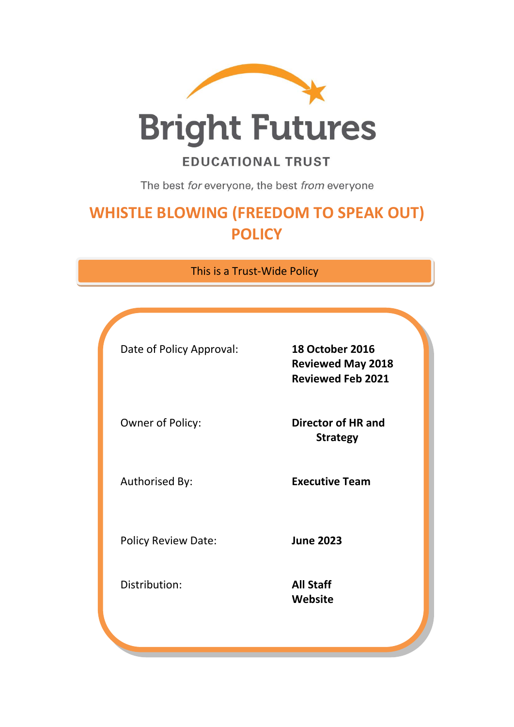Bright Futures

EDUCATIONAL TRUST

The best *for* everyone, the best *from* everyone

# WHISTLE BLOWING (FREEDOM TO SPEAK OUT) POLICY

This is a Trust-Wide Policy

| | |
|---|---|
| Date of Policy Approval: | **18 October 2016**<br>**Reviewed May 2018**<br>**Reviewed Feb 2021** |
| Owner of Policy: | **Director of HR and Strategy** |
| Authorised By: | **Executive Team** |
| Policy Review Date: | **June 2023** |
| Distribution: | **All Staff**<br>**Website** |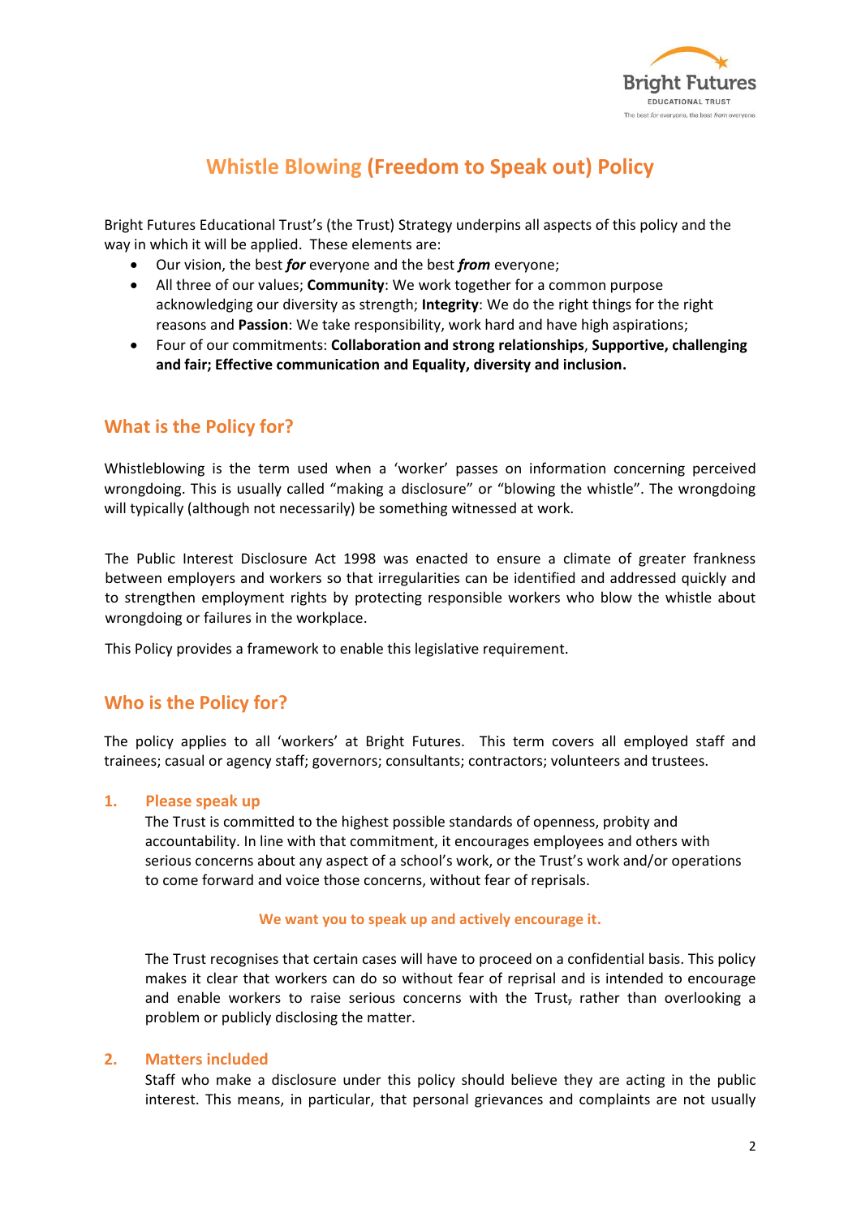# Whistle Blowing (Freedom to Speak out) Policy

Bright Futures Educational Trust's (the Trust) Strategy underpins all aspects of this policy and the way in which it will be applied. These elements are:

- Our vision, the best ***for*** everyone and the best ***from*** everyone;
- All three of our values; **Community**: We work together for a common purpose acknowledging our diversity as strength; **Integrity**: We do the right things for the right reasons and **Passion**: We take responsibility, work hard and have high aspirations;
- Four of our commitments: **Collaboration and strong relationships**, **Supportive, challenging and fair; Effective communication and Equality, diversity and inclusion.**

## What is the Policy for?

Whistleblowing is the term used when a 'worker' passes on information concerning perceived wrongdoing. This is usually called "making a disclosure" or "blowing the whistle". The wrongdoing will typically (although not necessarily) be something witnessed at work.

The Public Interest Disclosure Act 1998 was enacted to ensure a climate of greater frankness between employers and workers so that irregularities can be identified and addressed quickly and to strengthen employment rights by protecting responsible workers who blow the whistle about wrongdoing or failures in the workplace.

This Policy provides a framework to enable this legislative requirement.

## Who is the Policy for?

The policy applies to all 'workers' at Bright Futures. This term covers all employed staff and trainees; casual or agency staff; governors; consultants; contractors; volunteers and trustees.

### 1. Please speak up

The Trust is committed to the highest possible standards of openness, probity and accountability. In line with that commitment, it encourages employees and others with serious concerns about any aspect of a school's work, or the Trust's work and/or operations to come forward and voice those concerns, without fear of reprisals.

**We want you to speak up and actively encourage it.**

The Trust recognises that certain cases will have to proceed on a confidential basis. This policy makes it clear that workers can do so without fear of reprisal and is intended to encourage and enable workers to raise serious concerns with the Trust, rather than overlooking a problem or publicly disclosing the matter.

### 2. Matters included

Staff who make a disclosure under this policy should believe they are acting in the public interest. This means, in particular, that personal grievances and complaints are not usually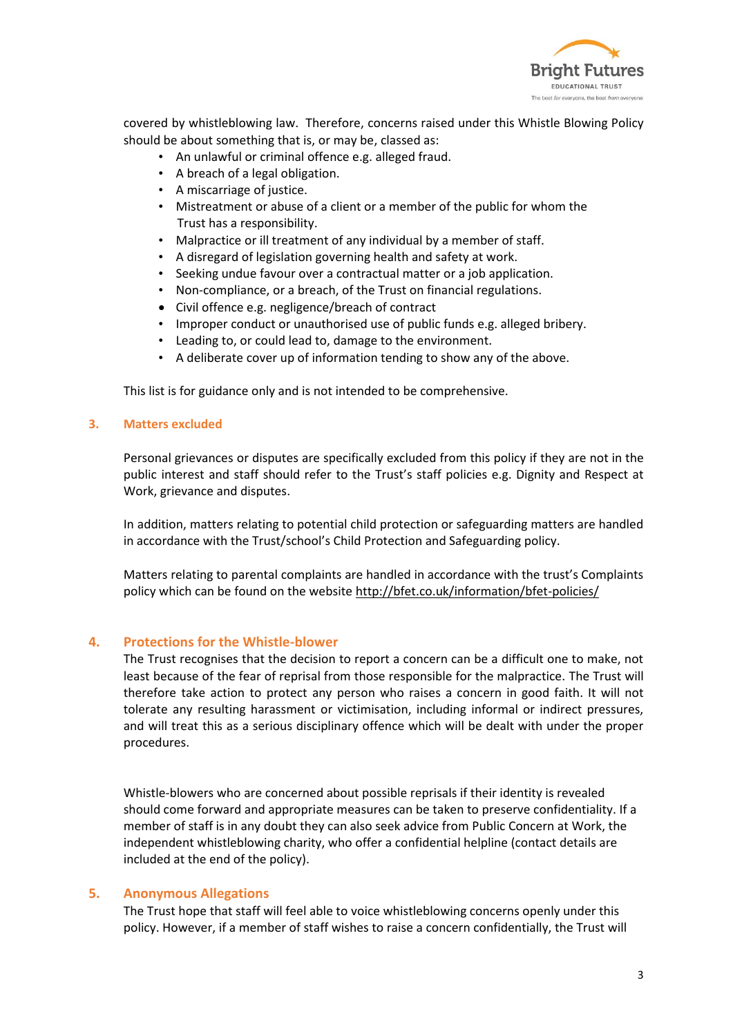covered by whistleblowing law. Therefore, concerns raised under this Whistle Blowing Policy should be about something that is, or may be, classed as:

- An unlawful or criminal offence e.g. alleged fraud.
- A breach of a legal obligation.
- A miscarriage of justice.
- Mistreatment or abuse of a client or a member of the public for whom the Trust has a responsibility.
- Malpractice or ill treatment of any individual by a member of staff.
- A disregard of legislation governing health and safety at work.
- Seeking undue favour over a contractual matter or a job application.
- Non-compliance, or a breach, of the Trust on financial regulations.
- Civil offence e.g. negligence/breach of contract
- Improper conduct or unauthorised use of public funds e.g. alleged bribery.
- Leading to, or could lead to, damage to the environment.
- A deliberate cover up of information tending to show any of the above.

This list is for guidance only and is not intended to be comprehensive.

## 3. Matters excluded

Personal grievances or disputes are specifically excluded from this policy if they are not in the public interest and staff should refer to the Trust's staff policies e.g. Dignity and Respect at Work, grievance and disputes.

In addition, matters relating to potential child protection or safeguarding matters are handled in accordance with the Trust/school's Child Protection and Safeguarding policy.

Matters relating to parental complaints are handled in accordance with the trust's Complaints policy which can be found on the website http://bfet.co.uk/information/bfet-policies/

## 4. Protections for the Whistle-blower

The Trust recognises that the decision to report a concern can be a difficult one to make, not least because of the fear of reprisal from those responsible for the malpractice. The Trust will therefore take action to protect any person who raises a concern in good faith. It will not tolerate any resulting harassment or victimisation, including informal or indirect pressures, and will treat this as a serious disciplinary offence which will be dealt with under the proper procedures.

Whistle-blowers who are concerned about possible reprisals if their identity is revealed should come forward and appropriate measures can be taken to preserve confidentiality. If a member of staff is in any doubt they can also seek advice from Public Concern at Work, the independent whistleblowing charity, who offer a confidential helpline (contact details are included at the end of the policy).

## 5. Anonymous Allegations

The Trust hope that staff will feel able to voice whistleblowing concerns openly under this policy. However, if a member of staff wishes to raise a concern confidentially, the Trust will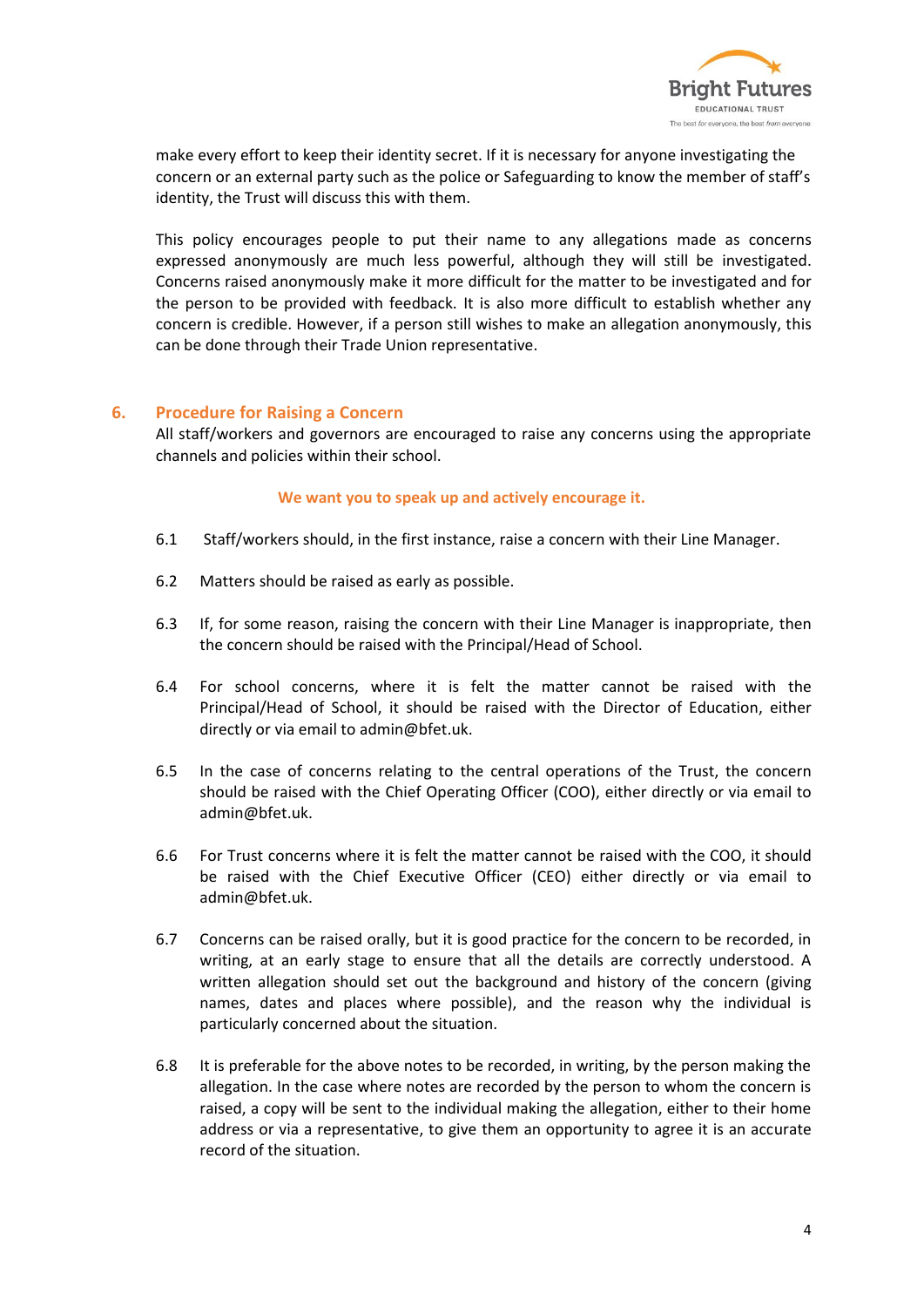make every effort to keep their identity secret. If it is necessary for anyone investigating the concern or an external party such as the police or Safeguarding to know the member of staff's identity, the Trust will discuss this with them.

This policy encourages people to put their name to any allegations made as concerns expressed anonymously are much less powerful, although they will still be investigated. Concerns raised anonymously make it more difficult for the matter to be investigated and for the person to be provided with feedback. It is also more difficult to establish whether any concern is credible. However, if a person still wishes to make an allegation anonymously, this can be done through their Trade Union representative.

## 6. Procedure for Raising a Concern

All staff/workers and governors are encouraged to raise any concerns using the appropriate channels and policies within their school.

**We want you to speak up and actively encourage it.**

6.1 Staff/workers should, in the first instance, raise a concern with their Line Manager.

6.2 Matters should be raised as early as possible.

6.3 If, for some reason, raising the concern with their Line Manager is inappropriate, then the concern should be raised with the Principal/Head of School.

6.4 For school concerns, where it is felt the matter cannot be raised with the Principal/Head of School, it should be raised with the Director of Education, either directly or via email to admin@bfet.uk.

6.5 In the case of concerns relating to the central operations of the Trust, the concern should be raised with the Chief Operating Officer (COO), either directly or via email to admin@bfet.uk.

6.6 For Trust concerns where it is felt the matter cannot be raised with the COO, it should be raised with the Chief Executive Officer (CEO) either directly or via email to admin@bfet.uk.

6.7 Concerns can be raised orally, but it is good practice for the concern to be recorded, in writing, at an early stage to ensure that all the details are correctly understood. A written allegation should set out the background and history of the concern (giving names, dates and places where possible), and the reason why the individual is particularly concerned about the situation.

6.8 It is preferable for the above notes to be recorded, in writing, by the person making the allegation. In the case where notes are recorded by the person to whom the concern is raised, a copy will be sent to the individual making the allegation, either to their home address or via a representative, to give them an opportunity to agree it is an accurate record of the situation.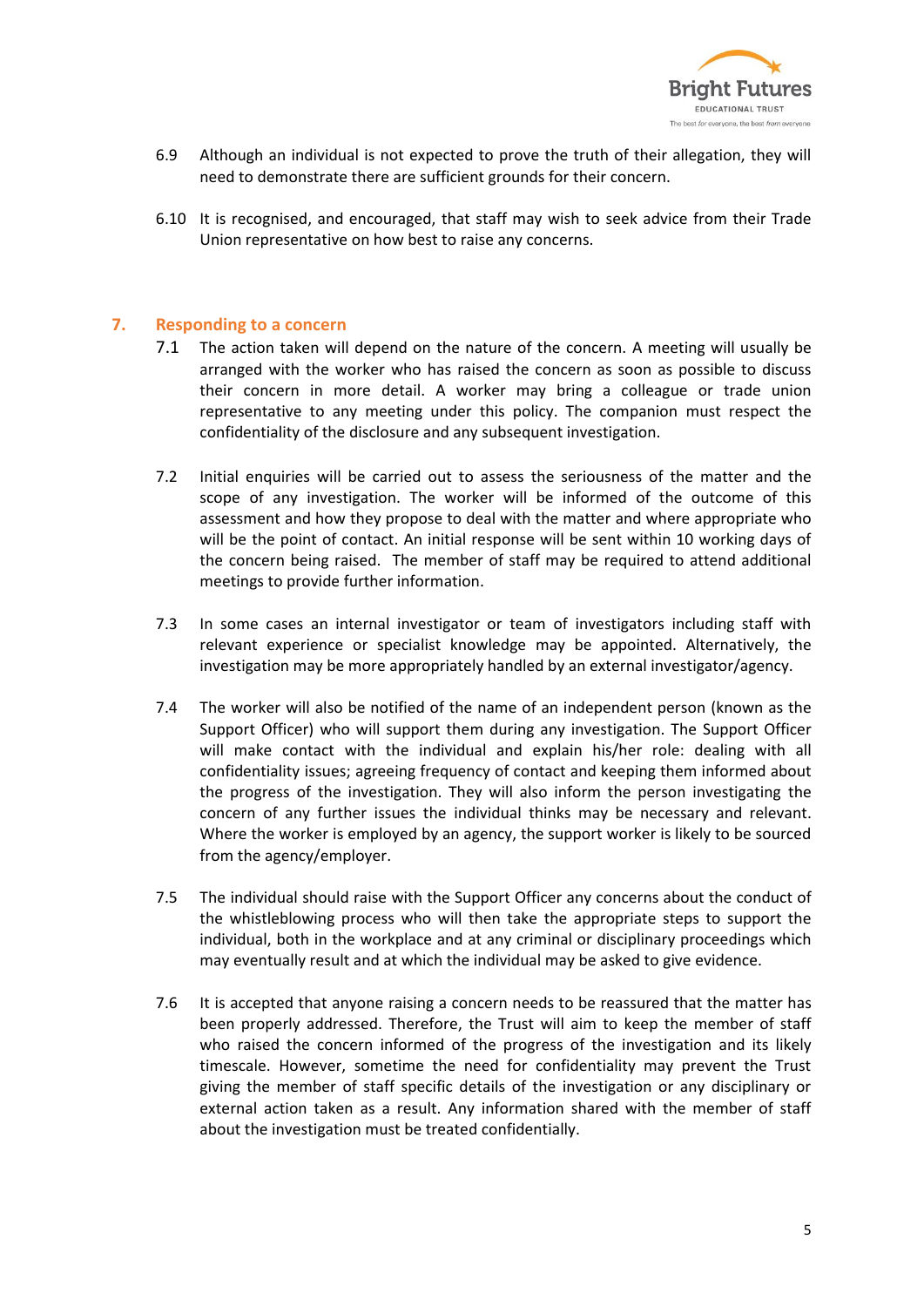6.9 Although an individual is not expected to prove the truth of their allegation, they will need to demonstrate there are sufficient grounds for their concern.

6.10 It is recognised, and encouraged, that staff may wish to seek advice from their Trade Union representative on how best to raise any concerns.

## 7. Responding to a concern

7.1 The action taken will depend on the nature of the concern. A meeting will usually be arranged with the worker who has raised the concern as soon as possible to discuss their concern in more detail. A worker may bring a colleague or trade union representative to any meeting under this policy. The companion must respect the confidentiality of the disclosure and any subsequent investigation.

7.2 Initial enquiries will be carried out to assess the seriousness of the matter and the scope of any investigation. The worker will be informed of the outcome of this assessment and how they propose to deal with the matter and where appropriate who will be the point of contact. An initial response will be sent within 10 working days of the concern being raised. The member of staff may be required to attend additional meetings to provide further information.

7.3 In some cases an internal investigator or team of investigators including staff with relevant experience or specialist knowledge may be appointed. Alternatively, the investigation may be more appropriately handled by an external investigator/agency.

7.4 The worker will also be notified of the name of an independent person (known as the Support Officer) who will support them during any investigation. The Support Officer will make contact with the individual and explain his/her role: dealing with all confidentiality issues; agreeing frequency of contact and keeping them informed about the progress of the investigation. They will also inform the person investigating the concern of any further issues the individual thinks may be necessary and relevant. Where the worker is employed by an agency, the support worker is likely to be sourced from the agency/employer.

7.5 The individual should raise with the Support Officer any concerns about the conduct of the whistleblowing process who will then take the appropriate steps to support the individual, both in the workplace and at any criminal or disciplinary proceedings which may eventually result and at which the individual may be asked to give evidence.

7.6 It is accepted that anyone raising a concern needs to be reassured that the matter has been properly addressed. Therefore, the Trust will aim to keep the member of staff who raised the concern informed of the progress of the investigation and its likely timescale. However, sometime the need for confidentiality may prevent the Trust giving the member of staff specific details of the investigation or any disciplinary or external action taken as a result. Any information shared with the member of staff about the investigation must be treated confidentially.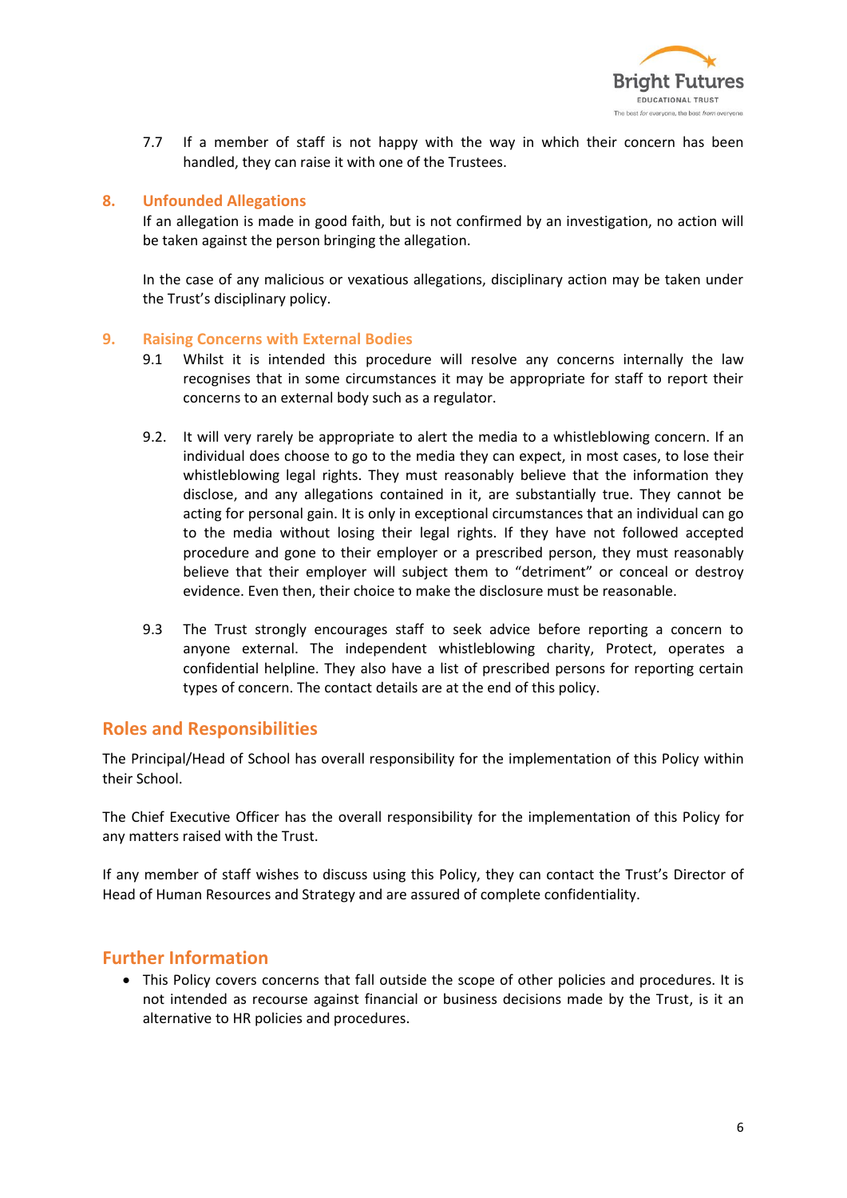7.7 If a member of staff is not happy with the way in which their concern has been handled, they can raise it with one of the Trustees.

## 8. Unfounded Allegations

If an allegation is made in good faith, but is not confirmed by an investigation, no action will be taken against the person bringing the allegation.

In the case of any malicious or vexatious allegations, disciplinary action may be taken under the Trust's disciplinary policy.

## 9. Raising Concerns with External Bodies

9.1 Whilst it is intended this procedure will resolve any concerns internally the law recognises that in some circumstances it may be appropriate for staff to report their concerns to an external body such as a regulator.

9.2. It will very rarely be appropriate to alert the media to a whistleblowing concern. If an individual does choose to go to the media they can expect, in most cases, to lose their whistleblowing legal rights. They must reasonably believe that the information they disclose, and any allegations contained in it, are substantially true. They cannot be acting for personal gain. It is only in exceptional circumstances that an individual can go to the media without losing their legal rights. If they have not followed accepted procedure and gone to their employer or a prescribed person, they must reasonably believe that their employer will subject them to "detriment" or conceal or destroy evidence. Even then, their choice to make the disclosure must be reasonable.

9.3 The Trust strongly encourages staff to seek advice before reporting a concern to anyone external. The independent whistleblowing charity, Protect, operates a confidential helpline. They also have a list of prescribed persons for reporting certain types of concern. The contact details are at the end of this policy.

## Roles and Responsibilities

The Principal/Head of School has overall responsibility for the implementation of this Policy within their School.

The Chief Executive Officer has the overall responsibility for the implementation of this Policy for any matters raised with the Trust.

If any member of staff wishes to discuss using this Policy, they can contact the Trust's Director of Head of Human Resources and Strategy and are assured of complete confidentiality.

## Further Information

- This Policy covers concerns that fall outside the scope of other policies and procedures. It is not intended as recourse against financial or business decisions made by the Trust, is it an alternative to HR policies and procedures.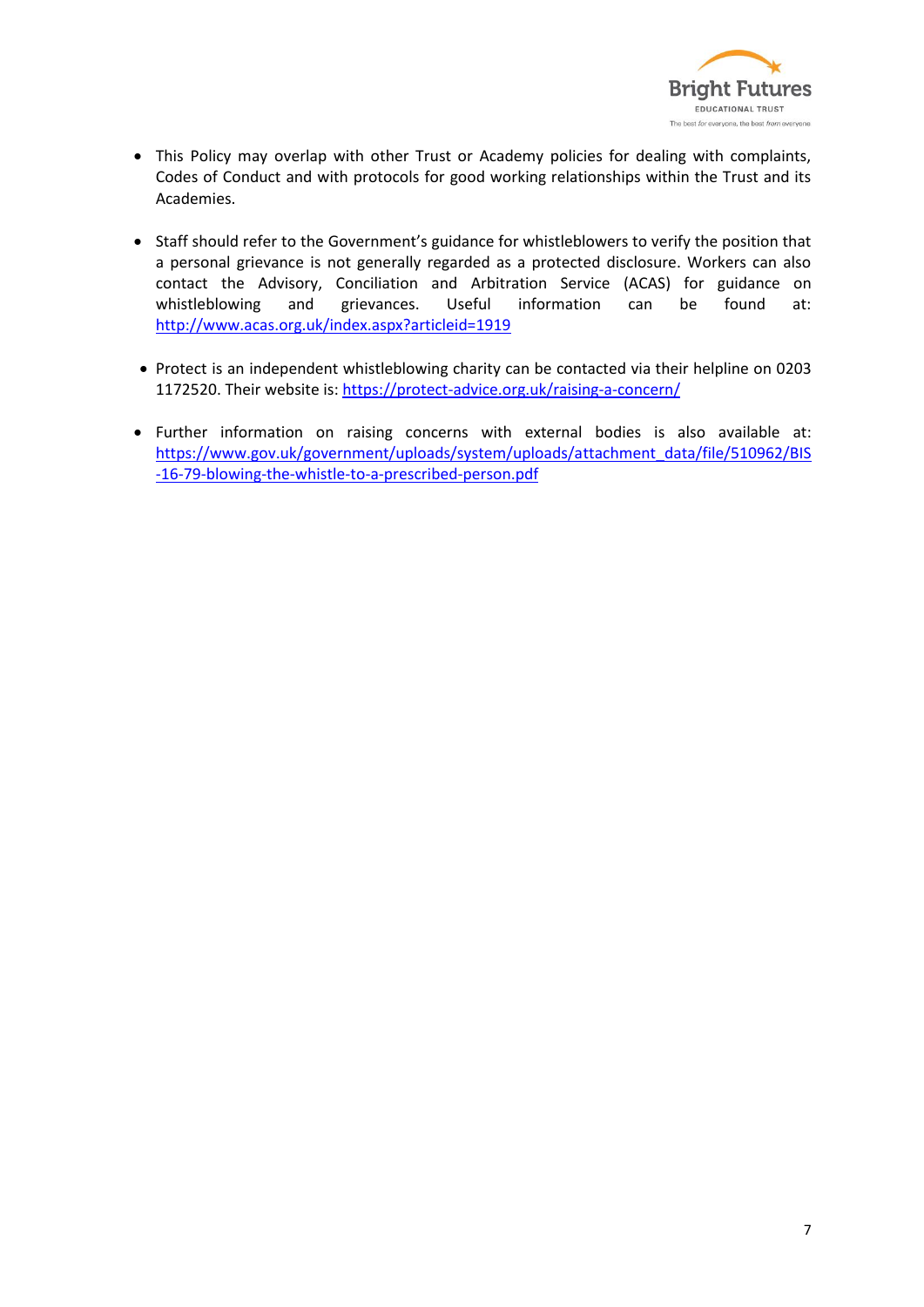- This Policy may overlap with other Trust or Academy policies for dealing with complaints, Codes of Conduct and with protocols for good working relationships within the Trust and its Academies.

- Staff should refer to the Government's guidance for whistleblowers to verify the position that a personal grievance is not generally regarded as a protected disclosure. Workers can also contact the Advisory, Conciliation and Arbitration Service (ACAS) for guidance on whistleblowing and grievances. Useful information can be found at: http://www.acas.org.uk/index.aspx?articleid=1919

- Protect is an independent whistleblowing charity can be contacted via their helpline on 0203 1172520. Their website is: https://protect-advice.org.uk/raising-a-concern/

- Further information on raising concerns with external bodies is also available at: https://www.gov.uk/government/uploads/system/uploads/attachment_data/file/510962/BIS-16-79-blowing-the-whistle-to-a-prescribed-person.pdf